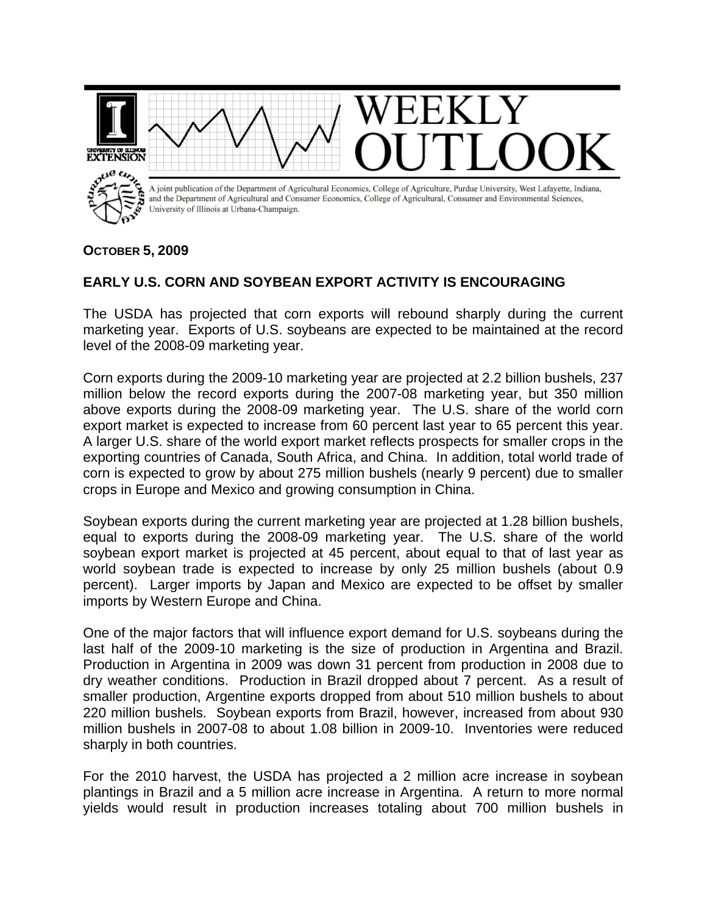# WEEKLY OUTLOOK

A joint publication of the Department of Agricultural Economics, College of Agriculture, Purdue University, West Lafayette, Indiana, and the Department of Agricultural and Consumer Economics, College of Agricultural, Consumer and Environmental Sciences, University of Illinois at Urbana-Champaign.

**OCTOBER 5, 2009**

## EARLY U.S. CORN AND SOYBEAN EXPORT ACTIVITY IS ENCOURAGING

The USDA has projected that corn exports will rebound sharply during the current marketing year. Exports of U.S. soybeans are expected to be maintained at the record level of the 2008-09 marketing year.

Corn exports during the 2009-10 marketing year are projected at 2.2 billion bushels, 237 million below the record exports during the 2007-08 marketing year, but 350 million above exports during the 2008-09 marketing year. The U.S. share of the world corn export market is expected to increase from 60 percent last year to 65 percent this year. A larger U.S. share of the world export market reflects prospects for smaller crops in the exporting countries of Canada, South Africa, and China. In addition, total world trade of corn is expected to grow by about 275 million bushels (nearly 9 percent) due to smaller crops in Europe and Mexico and growing consumption in China.

Soybean exports during the current marketing year are projected at 1.28 billion bushels, equal to exports during the 2008-09 marketing year. The U.S. share of the world soybean export market is projected at 45 percent, about equal to that of last year as world soybean trade is expected to increase by only 25 million bushels (about 0.9 percent). Larger imports by Japan and Mexico are expected to be offset by smaller imports by Western Europe and China.

One of the major factors that will influence export demand for U.S. soybeans during the last half of the 2009-10 marketing is the size of production in Argentina and Brazil. Production in Argentina in 2009 was down 31 percent from production in 2008 due to dry weather conditions. Production in Brazil dropped about 7 percent. As a result of smaller production, Argentine exports dropped from about 510 million bushels to about 220 million bushels. Soybean exports from Brazil, however, increased from about 930 million bushels in 2007-08 to about 1.08 billion in 2009-10. Inventories were reduced sharply in both countries.

For the 2010 harvest, the USDA has projected a 2 million acre increase in soybean plantings in Brazil and a 5 million acre increase in Argentina. A return to more normal yields would result in production increases totaling about 700 million bushels in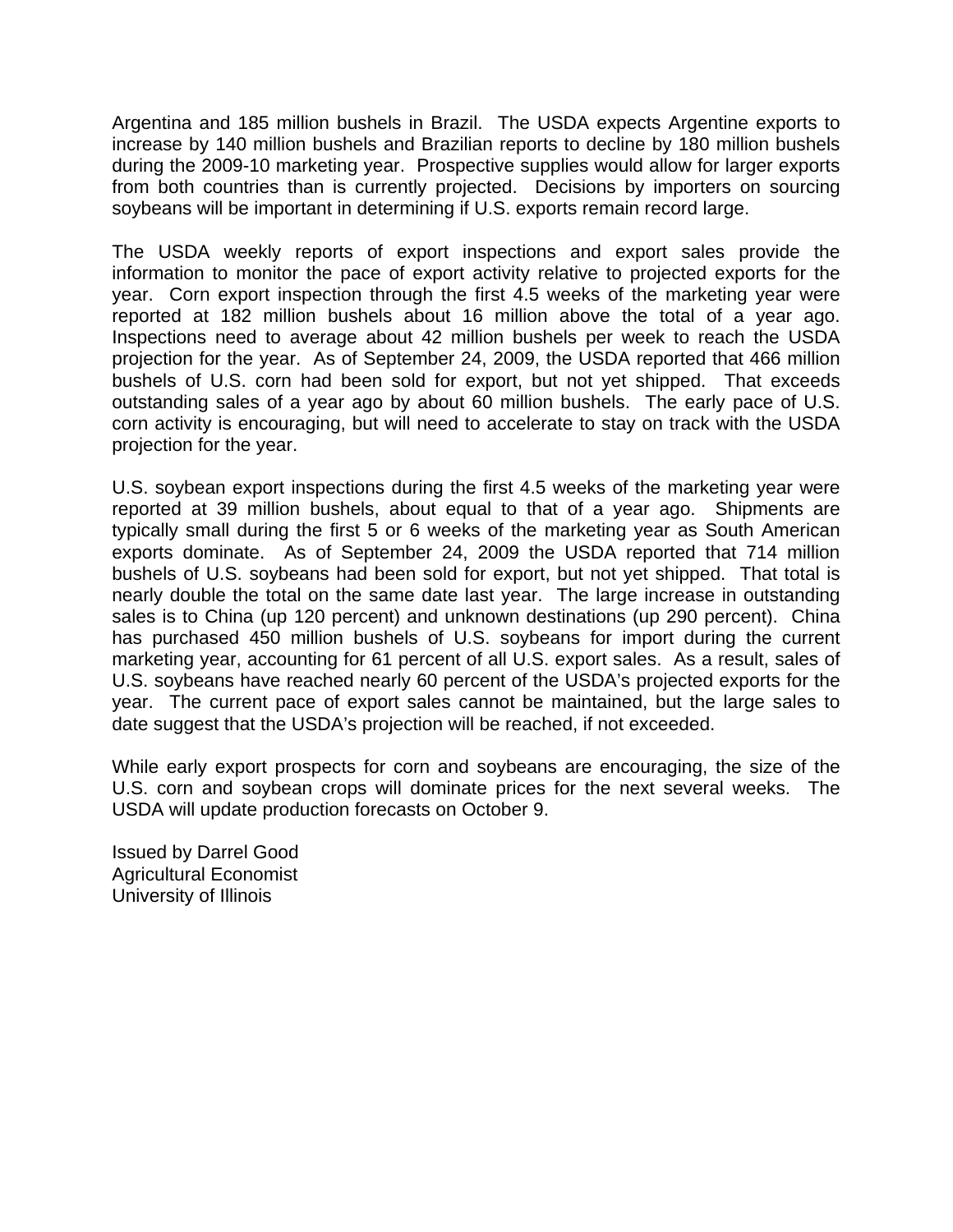Argentina and 185 million bushels in Brazil. The USDA expects Argentine exports to increase by 140 million bushels and Brazilian reports to decline by 180 million bushels during the 2009-10 marketing year. Prospective supplies would allow for larger exports from both countries than is currently projected. Decisions by importers on sourcing soybeans will be important in determining if U.S. exports remain record large.

The USDA weekly reports of export inspections and export sales provide the information to monitor the pace of export activity relative to projected exports for the year. Corn export inspection through the first 4.5 weeks of the marketing year were reported at 182 million bushels about 16 million above the total of a year ago. Inspections need to average about 42 million bushels per week to reach the USDA projection for the year. As of September 24, 2009, the USDA reported that 466 million bushels of U.S. corn had been sold for export, but not yet shipped. That exceeds outstanding sales of a year ago by about 60 million bushels. The early pace of U.S. corn activity is encouraging, but will need to accelerate to stay on track with the USDA projection for the year.

U.S. soybean export inspections during the first 4.5 weeks of the marketing year were reported at 39 million bushels, about equal to that of a year ago. Shipments are typically small during the first 5 or 6 weeks of the marketing year as South American exports dominate. As of September 24, 2009 the USDA reported that 714 million bushels of U.S. soybeans had been sold for export, but not yet shipped. That total is nearly double the total on the same date last year. The large increase in outstanding sales is to China (up 120 percent) and unknown destinations (up 290 percent). China has purchased 450 million bushels of U.S. soybeans for import during the current marketing year, accounting for 61 percent of all U.S. export sales. As a result, sales of U.S. soybeans have reached nearly 60 percent of the USDA's projected exports for the year. The current pace of export sales cannot be maintained, but the large sales to date suggest that the USDA's projection will be reached, if not exceeded.

While early export prospects for corn and soybeans are encouraging, the size of the U.S. corn and soybean crops will dominate prices for the next several weeks. The USDA will update production forecasts on October 9.

Issued by Darrel Good
Agricultural Economist
University of Illinois